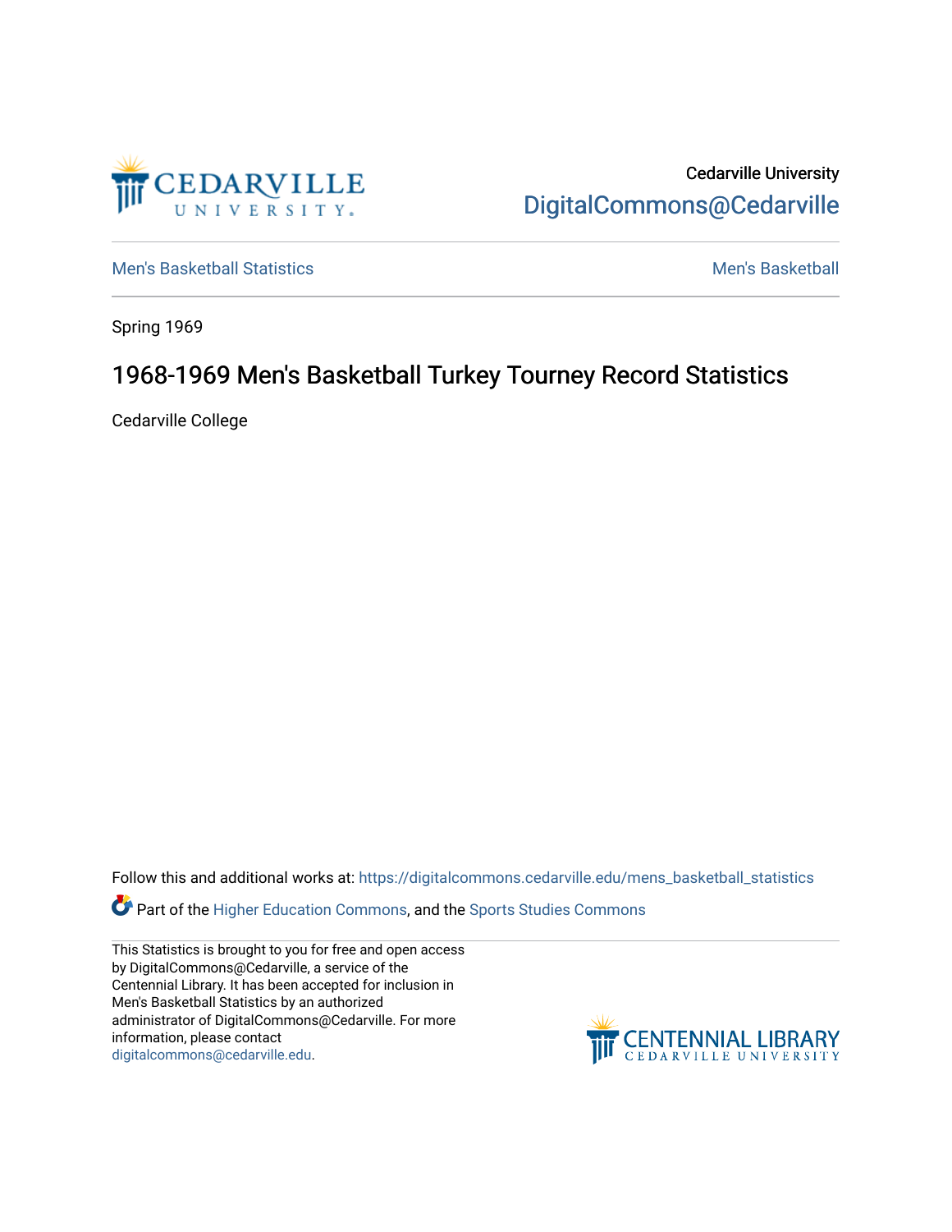Cedarville University
DigitalCommons@Cedarville

Men's Basketball Statistics

Men's Basketball

Spring 1969

# 1968-1969 Men's Basketball Turkey Tourney Record Statistics

Cedarville College

Follow this and additional works at: https://digitalcommons.cedarville.edu/mens_basketball_statistics

Part of the Higher Education Commons, and the Sports Studies Commons

This Statistics is brought to you for free and open access by DigitalCommons@Cedarville, a service of the Centennial Library. It has been accepted for inclusion in Men's Basketball Statistics by an authorized administrator of DigitalCommons@Cedarville. For more information, please contact digitalcommons@cedarville.edu.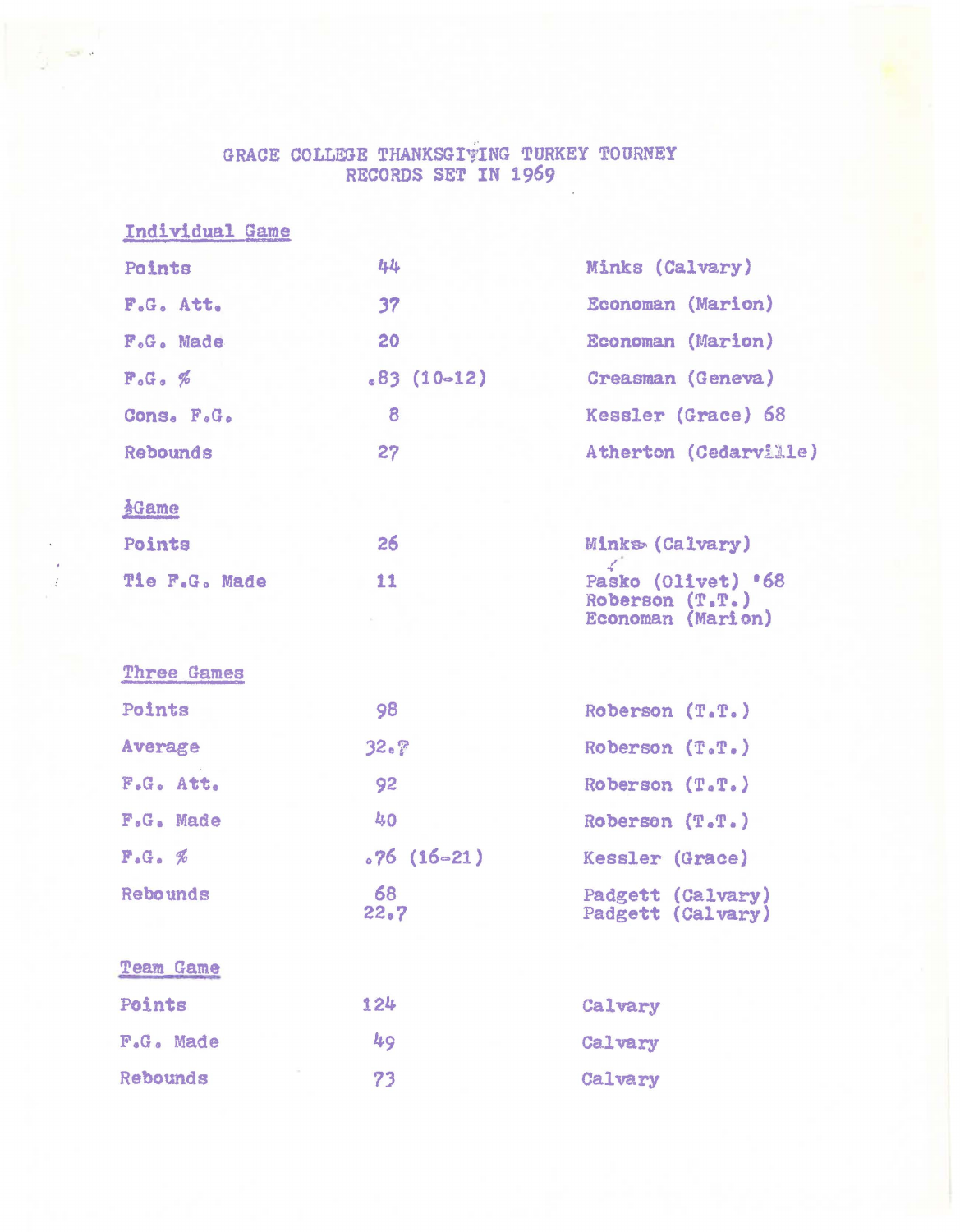GRACE COLLEGE THANKSGIVING TURKEY TOURNEY
RECORDS SET IN 1969

**Individual Game**

| | | |
|---|---|---|
| Points | 44 | Minks (Calvary) |
| F.G. Att. | 37 | Economan (Marion) |
| F.G. Made | 20 | Economan (Marion) |
| F.G. % | .83 (10-12) | Creasman (Geneva) |
| Cons. F.G. | 8 | Kessler (Grace) 68 |
| Rebounds | 27 | Atherton (Cedarville) |

**½Game**

| | | |
|---|---|---|
| Points | 26 | Minks (Calvary) |
| Tie F.G. Made | 11 | Pasko (Olivet) '68<br>Roberson (T.T.)<br>Economan (Marion) |

**Three Games**

| | | |
|---|---|---|
| Points | 98 | Roberson (T.T.) |
| Average | 32.? | Roberson (T.T.) |
| F.G. Att. | 92 | Roberson (T.T.) |
| F.G. Made | 40 | Roberson (T.T.) |
| F.G. % | .76 (16-21) | Kessler (Grace) |
| Rebounds | 68<br>22.7 | Padgett (Calvary)<br>Padgett (Calvary) |

**Team Game**

| | | |
|---|---|---|
| Points | 124 | Calvary |
| F.G. Made | 49 | Calvary |
| Rebounds | 73 | Calvary |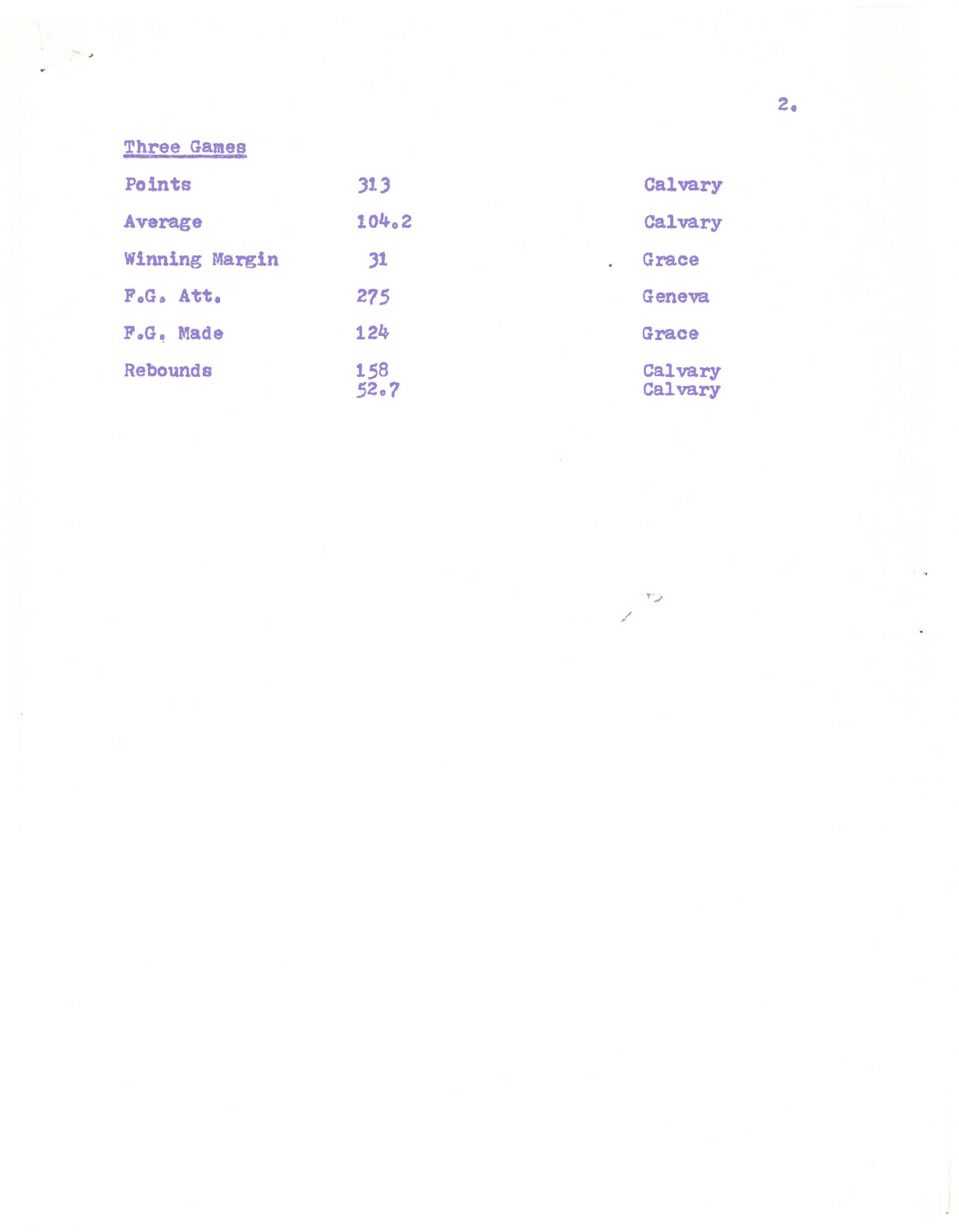Three Games

| | | |
|---|---|---|
| Points | 313 | Calvary |
| Average | 104.2 | Calvary |
| Winning Margin | 31 | Grace |
| F.G. Att. | 275 | Geneva |
| F.G. Made | 124 | Grace |
| Rebounds | 158 | Calvary |
| | 52.7 | Calvary |